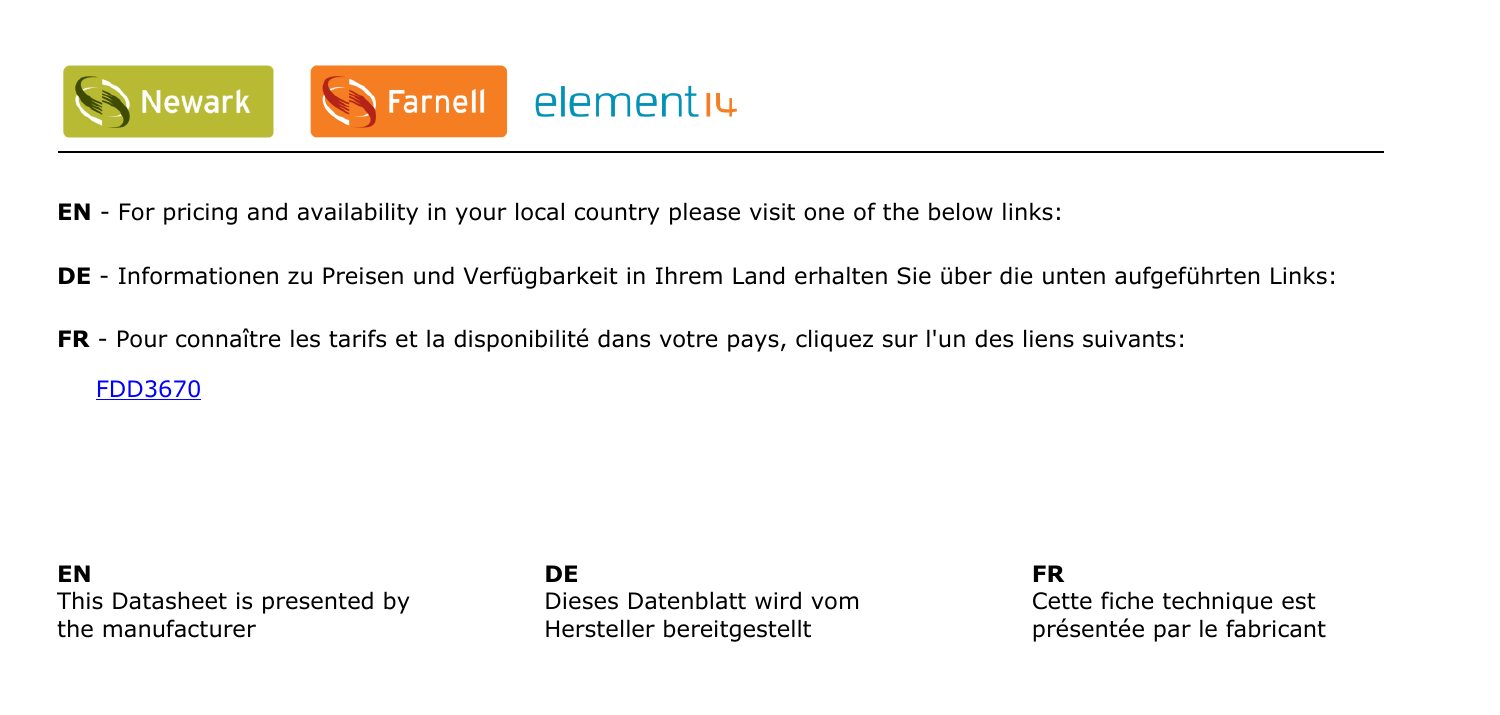Newark Farnell element14

**EN** - For pricing and availability in your local country please visit one of the below links:

**DE** - Informationen zu Preisen und Verfügbarkeit in Ihrem Land erhalten Sie über die unten aufgeführten Links:

**FR** - Pour connaître les tarifs et la disponibilité dans votre pays, cliquez sur l'un des liens suivants:

[FDD3670]

**EN**
This Datasheet is presented by the manufacturer

**DE**
Dieses Datenblatt wird vom Hersteller bereitgestellt

**FR**
Cette fiche technique est présentée par le fabricant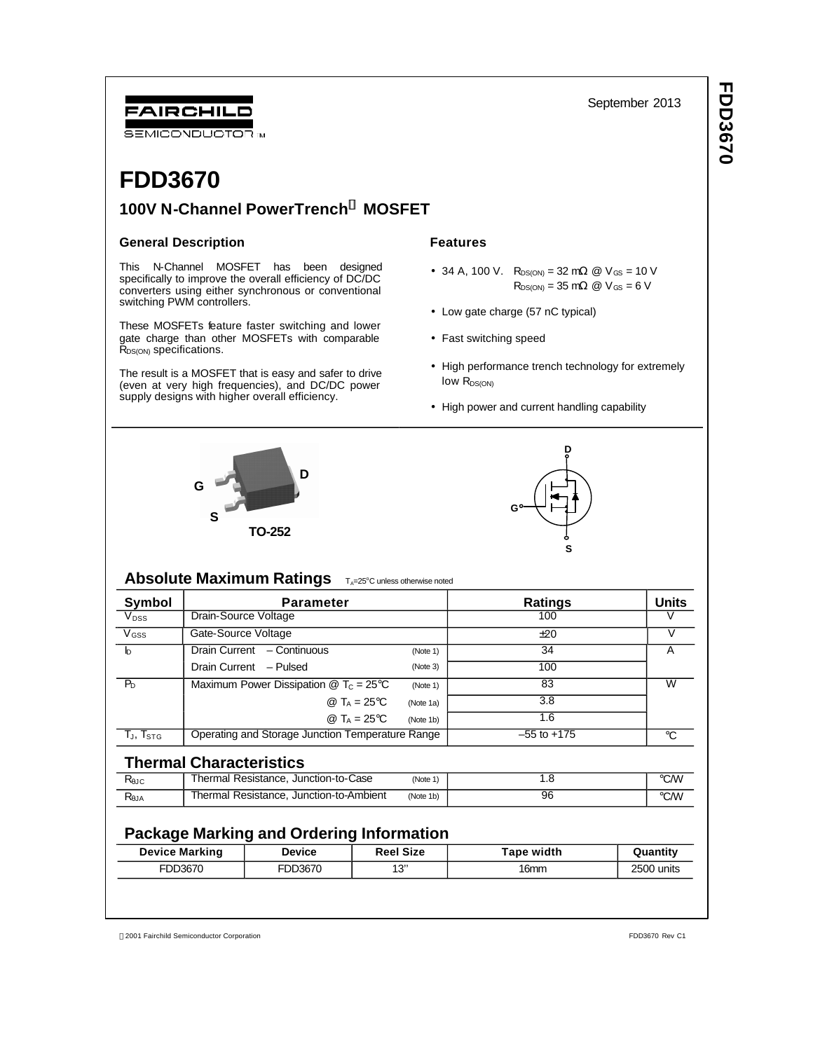FAIRCHILD SEMICONDUCTOR™

September 2013

# FDD3670

## 100V N-Channel PowerTrench® MOSFET

### General Description

This N-Channel MOSFET has been designed specifically to improve the overall efficiency of DC/DC converters using either synchronous or conventional switching PWM controllers.

These MOSFETs feature faster switching and lower gate charge than other MOSFETs with comparable $R_{DS(ON)}$ specifications.

The result is a MOSFET that is easy and safer to drive (even at very high frequencies), and DC/DC power supply designs with higher overall efficiency.

### Features

- 34 A, 100 V. $R_{DS(ON)}$ = 32 mΩ @ $V_{GS}$ = 10 V
  $R_{DS(ON)}$ = 35 mΩ @ $V_{GS}$ = 6 V
- Low gate charge (57 nC typical)
- Fast switching speed
- High performance trench technology for extremely low $R_{DS(ON)}$
- High power and current handling capability

G D S

TO-252

D G S

## Absolute Maximum Ratings $T_A$=25°C unless otherwise noted

| Symbol | Parameter | | Ratings | Units |
|---|---|---|---|---|
| $V_{DSS}$ | Drain-Source Voltage | | 100 | V |
| $V_{GSS}$ | Gate-Source Voltage | | ±20 | V |
| $I_D$ | Drain Current – Continuous | (Note 1) | 34 | A |
| | Drain Current – Pulsed | (Note 3) | 100 | |
| $P_D$ | Maximum Power Dissipation @ $T_C$ = 25°C | (Note 1) | 83 | W |
| | @ $T_A$ = 25°C | (Note 1a) | 3.8 | |
| | @ $T_A$ = 25°C | (Note 1b) | 1.6 | |
| $T_J$, $T_{STG}$ | Operating and Storage Junction Temperature Range | | –55 to +175 | °C |

## Thermal Characteristics

| Symbol | Parameter | | Ratings | Units |
|---|---|---|---|---|
| $R_{\theta JC}$ | Thermal Resistance, Junction-to-Case | (Note 1) | 1.8 | °C/W |
| $R_{\theta JA}$ | Thermal Resistance, Junction-to-Ambient | (Note 1b) | 96 | °C/W |

## Package Marking and Ordering Information

| Device Marking | Device | Reel Size | Tape width | Quantity |
|---|---|---|---|---|
| FDD3670 | FDD3670 | 13'' | 16mm | 2500 units |

©2001 Fairchild Semiconductor Corporation

FDD3670 Rev C1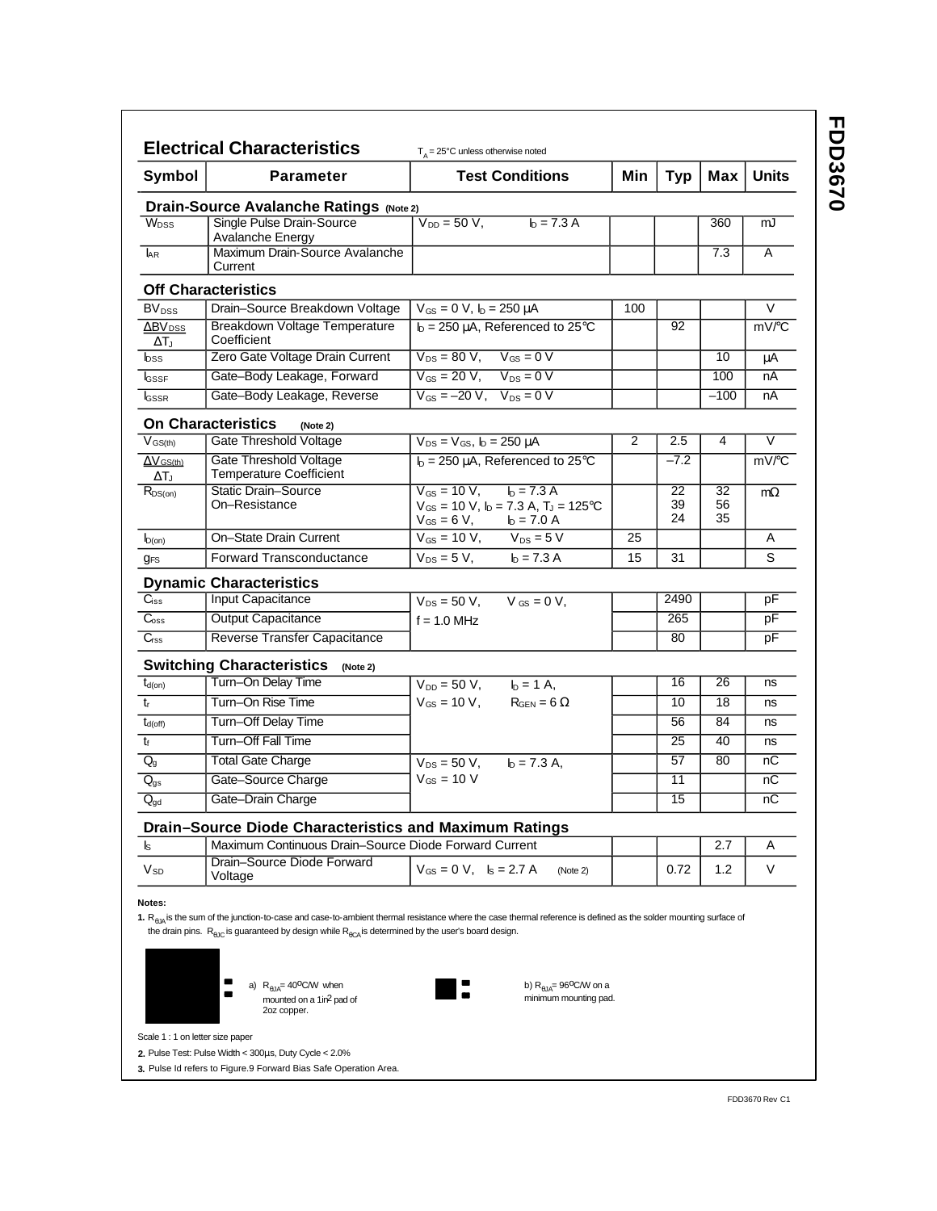## Electrical Characteristics

$T_A = 25°C$ unless otherwise noted

| Symbol | Parameter | Test Conditions | Min | Typ | Max | Units |
|---|---|---|---|---|---|---|
| **Drain-Source Avalanche Ratings (Note 2)** | | | | | | |
| $W_{DSS}$ | Single Pulse Drain-Source Avalanche Energy | $V_{DD} = 50$ V, $I_D = 7.3$ A | | | 360 | mJ |
| $I_{AR}$ | Maximum Drain-Source Avalanche Current | | | | 7.3 | A |
| **Off Characteristics** | | | | | | |
| $BV_{DSS}$ | Drain–Source Breakdown Voltage | $V_{GS} = 0$ V, $I_D = 250$ µA | 100 | | | V |
| $\frac{\Delta BV_{DSS}}{\Delta T_J}$ | Breakdown Voltage Temperature Coefficient | $I_D = 250$ µA, Referenced to 25°C | | 92 | | mV/°C |
| $I_{DSS}$ | Zero Gate Voltage Drain Current | $V_{DS} = 80$ V, $V_{GS} = 0$ V | | | 10 | µA |
| $I_{GSSF}$ | Gate–Body Leakage, Forward | $V_{GS} = 20$ V, $V_{DS} = 0$ V | | | 100 | nA |
| $I_{GSSR}$ | Gate–Body Leakage, Reverse | $V_{GS} = -20$ V, $V_{DS} = 0$ V | | | –100 | nA |
| **On Characteristics (Note 2)** | | | | | | |
| $V_{GS(th)}$ | Gate Threshold Voltage | $V_{DS} = V_{GS}$, $I_D = 250$ µA | 2 | 2.5 | 4 | V |
| $\frac{\Delta V_{GS(th)}}{\Delta T_J}$ | Gate Threshold Voltage Temperature Coefficient | $I_D = 250$ µA, Referenced to 25°C | | –7.2 | | mV/°C |
| $R_{DS(on)}$ | Static Drain–Source On–Resistance | $V_{GS} = 10$ V, $I_D = 7.3$ A<br>$V_{GS} = 10$ V, $I_D = 7.3$ A, $T_J = 125°C$<br>$V_{GS} = 6$ V, $I_D = 7.0$ A | | 22<br>39<br>24 | 32<br>56<br>35 | mΩ |
| $I_{D(on)}$ | On–State Drain Current | $V_{GS} = 10$ V, $V_{DS} = 5$ V | 25 | | | A |
| $g_{FS}$ | Forward Transconductance | $V_{DS} = 5$ V, $I_D = 7.3$ A | 15 | 31 | | S |
| **Dynamic Characteristics** | | | | | | |
| $C_{iss}$ | Input Capacitance | $V_{DS} = 50$ V, $V_{GS} = 0$ V, f = 1.0 MHz | | 2490 | | pF |
| $C_{oss}$ | Output Capacitance | | | 265 | | pF |
| $C_{rss}$ | Reverse Transfer Capacitance | | | 80 | | pF |
| **Switching Characteristics (Note 2)** | | | | | | |
| $t_{d(on)}$ | Turn–On Delay Time | $V_{DD} = 50$ V, $I_D = 1$ A, $V_{GS} = 10$ V, $R_{GEN} = 6$ Ω | | 16 | 26 | ns |
| $t_r$ | Turn–On Rise Time | | | 10 | 18 | ns |
| $t_{d(off)}$ | Turn–Off Delay Time | | | 56 | 84 | ns |
| $t_f$ | Turn–Off Fall Time | | | 25 | 40 | ns |
| $Q_g$ | Total Gate Charge | $V_{DS} = 50$ V, $I_D = 7.3$ A, $V_{GS} = 10$ V | | 57 | 80 | nC |
| $Q_{gs}$ | Gate–Source Charge | | | 11 | | nC |
| $Q_{gd}$ | Gate–Drain Charge | | | 15 | | nC |
| **Drain–Source Diode Characteristics and Maximum Ratings** | | | | | | |
| $I_S$ | Maximum Continuous Drain–Source Diode Forward Current | | | | 2.7 | A |
| $V_{SD}$ | Drain–Source Diode Forward Voltage | $V_{GS} = 0$ V, $I_S = 2.7$ A (Note 2) | | 0.72 | 1.2 | V |

**Notes:**

**1.** $R_{\theta JA}$ is the sum of the junction-to-case and case-to-ambient thermal resistance where the case thermal reference is defined as the solder mounting surface of the drain pins. $R_{\theta JC}$ is guaranteed by design while $R_{\theta CA}$ is determined by the user's board design.

a) $R_{\theta JA} = 40°C/W$ when mounted on a 1in$^2$ pad of 2oz copper.

b) $R_{\theta JA} = 96°C/W$ on a minimum mounting pad.

Scale 1 : 1 on letter size paper

**2.** Pulse Test: Pulse Width < 300µs, Duty Cycle < 2.0%

**3.** Pulse Id refers to Figure.9 Forward Bias Safe Operation Area.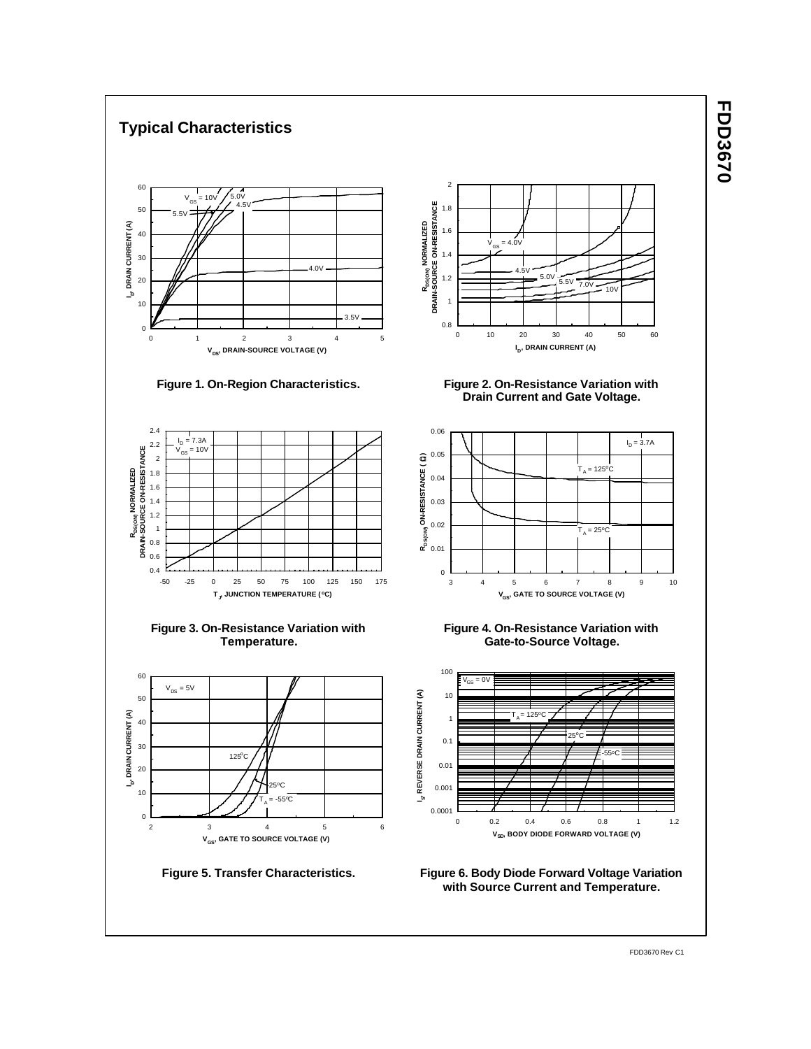## Typical Characteristics

Figure 1. On-Region Characteristics.

Figure 2. On-Resistance Variation with Drain Current and Gate Voltage.

Figure 3. On-Resistance Variation with Temperature.

Figure 4. On-Resistance Variation with Gate-to-Source Voltage.

Figure 5. Transfer Characteristics.

Figure 6. Body Diode Forward Voltage Variation with Source Current and Temperature.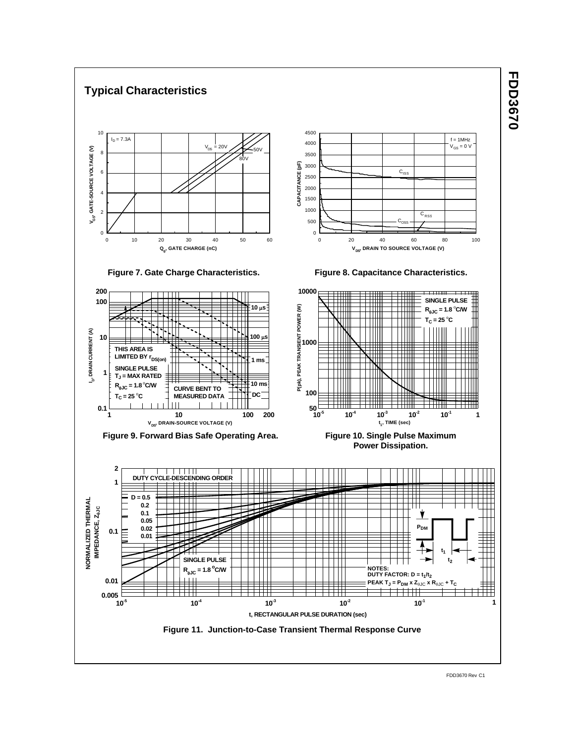## Typical Characteristics

Figure 7. Gate Charge Characteristics.

Figure 8. Capacitance Characteristics.

Figure 9. Forward Bias Safe Operating Area.

Figure 10. Single Pulse Maximum Power Dissipation.

Figure 11. Junction-to-Case Transient Thermal Response Curve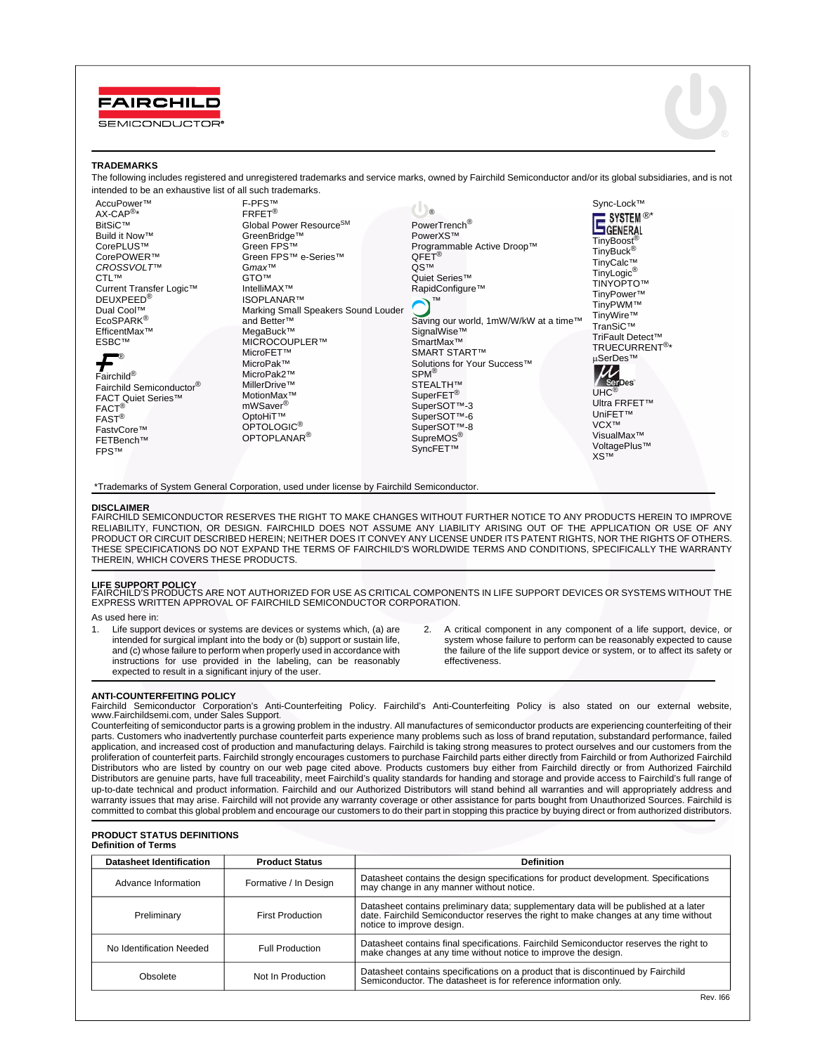## TRADEMARKS

The following includes registered and unregistered trademarks and service marks, owned by Fairchild Semiconductor and/or its global subsidiaries, and is not intended to be an exhaustive list of all such trademarks.

AccuPower™
AX-CAP®*
BitSiC™
Build it Now™
CorePLUS™
CorePOWER™
*CROSSVOLT*™
CTL™
Current Transfer Logic™
DEUXPEED®
Dual Cool™
EcoSPARK®
EfficentMax™
ESBC™
®
Fairchild®
Fairchild Semiconductor®
FACT Quiet Series™
FACT®
FAST®
FastvCore™
FETBench™
FPS™
F-PFS™
FRFET®
Global Power Resource℠
GreenBridge™
Green FPS™
Green FPS™ e-Series™
*Gmax*™
GTO™
IntelliMAX™
ISOPLANAR™
Marking Small Speakers Sound Louder and Better™
MegaBuck™
MICROCOUPLER™
MicroFET™
MicroPak™
MicroPak2™
MillerDrive™
MotionMax™
mWSaver®
OptoHiT™
OPTOLOGIC®
OPTOPLANAR®
®
PowerTrench®
PowerXS™
Programmable Active Droop™
QFET®
QS™
Quiet Series™
RapidConfigure™
™
Saving our world, 1mW/W/kW at a time™
SignalWise™
SmartMax™
SMART START™
Solutions for Your Success™
SPM®
STEALTH™
SuperFET®
SuperSOT™-3
SuperSOT™-6
SuperSOT™-8
SupreMOS®
SyncFET™
Sync-Lock™
SYSTEM GENERAL®*
TinyBoost®
TinyBuck®
TinyCalc™
TinyLogic®
TINYOPTO™
TinyPower™
TinyPWM™
TinyWire™
TranSiC™
TriFault Detect™
TRUECURRENT®*
μSerDes™
SerDes
UHC®
Ultra FRFET™
UniFET™
VCX™
VisualMax™
VoltagePlus™
XS™

*Trademarks of System General Corporation, used under license by Fairchild Semiconductor.

## DISCLAIMER

FAIRCHILD SEMICONDUCTOR RESERVES THE RIGHT TO MAKE CHANGES WITHOUT FURTHER NOTICE TO ANY PRODUCTS HEREIN TO IMPROVE RELIABILITY, FUNCTION, OR DESIGN. FAIRCHILD DOES NOT ASSUME ANY LIABILITY ARISING OUT OF THE APPLICATION OR USE OF ANY PRODUCT OR CIRCUIT DESCRIBED HEREIN; NEITHER DOES IT CONVEY ANY LICENSE UNDER ITS PATENT RIGHTS, NOR THE RIGHTS OF OTHERS. THESE SPECIFICATIONS DO NOT EXPAND THE TERMS OF FAIRCHILD'S WORLDWIDE TERMS AND CONDITIONS, SPECIFICALLY THE WARRANTY THEREIN, WHICH COVERS THESE PRODUCTS.

## LIFE SUPPORT POLICY

FAIRCHILD'S PRODUCTS ARE NOT AUTHORIZED FOR USE AS CRITICAL COMPONENTS IN LIFE SUPPORT DEVICES OR SYSTEMS WITHOUT THE EXPRESS WRITTEN APPROVAL OF FAIRCHILD SEMICONDUCTOR CORPORATION.

As used here in:

1. Life support devices or systems are devices or systems which, (a) are intended for surgical implant into the body or (b) support or sustain life, and (c) whose failure to perform when properly used in accordance with instructions for use provided in the labeling, can be reasonably expected to result in a significant injury of the user.
2. A critical component in any component of a life support, device, or system whose failure to perform can be reasonably expected to cause the failure of the life support device or system, or to affect its safety or effectiveness.

## ANTI-COUNTERFEITING POLICY

Fairchild Semiconductor Corporation's Anti-Counterfeiting Policy. Fairchild's Anti-Counterfeiting Policy is also stated on our external website, www.Fairchildsemi.com, under Sales Support.

Counterfeiting of semiconductor parts is a growing problem in the industry. All manufactures of semiconductor products are experiencing counterfeiting of their parts. Customers who inadvertently purchase counterfeit parts experience many problems such as loss of brand reputation, substandard performance, failed application, and increased cost of production and manufacturing delays. Fairchild is taking strong measures to protect ourselves and our customers from the proliferation of counterfeit parts. Fairchild strongly encourages customers to purchase Fairchild parts either directly from Fairchild or from Authorized Fairchild Distributors who are listed by country on our web page cited above. Products customers buy either from Fairchild directly or from Authorized Fairchild Distributors are genuine parts, have full traceability, meet Fairchild's quality standards for handing and storage and provide access to Fairchild's full range of up-to-date technical and product information. Fairchild and our Authorized Distributors will stand behind all warranties and will appropriately address and warranty issues that may arise. Fairchild will not provide any warranty coverage or other assistance for parts bought from Unauthorized Sources. Fairchild is committed to combat this global problem and encourage our customers to do their part in stopping this practice by buying direct or from authorized distributors.

## PRODUCT STATUS DEFINITIONS

**Definition of Terms**

| Datasheet Identification | Product Status | Definition |
|---|---|---|
| Advance Information | Formative / In Design | Datasheet contains the design specifications for product development. Specifications may change in any manner without notice. |
| Preliminary | First Production | Datasheet contains preliminary data; supplementary data will be published at a later date. Fairchild Semiconductor reserves the right to make changes at any time without notice to improve design. |
| No Identification Needed | Full Production | Datasheet contains final specifications. Fairchild Semiconductor reserves the right to make changes at any time without notice to improve the design. |
| Obsolete | Not In Production | Datasheet contains specifications on a product that is discontinued by Fairchild Semiconductor. The datasheet is for reference information only. |

Rev. I66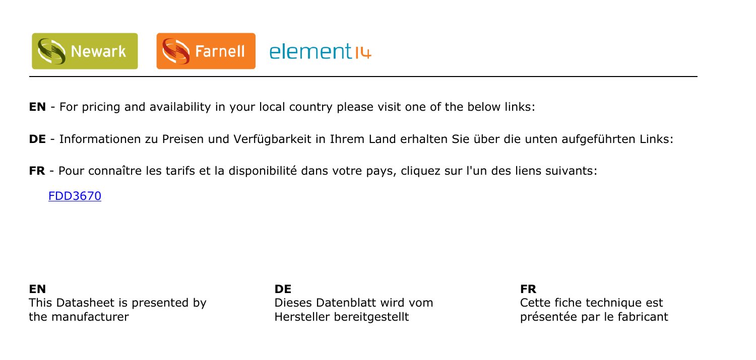Newark Farnell element14

**EN** - For pricing and availability in your local country please visit one of the below links:

**DE** - Informationen zu Preisen und Verfügbarkeit in Ihrem Land erhalten Sie über die unten aufgeführten Links:

**FR** - Pour connaître les tarifs et la disponibilité dans votre pays, cliquez sur l'un des liens suivants:

FDD3670

**EN**
This Datasheet is presented by the manufacturer

**DE**
Dieses Datenblatt wird vom Hersteller bereitgestellt

**FR**
Cette fiche technique est présentée par le fabricant